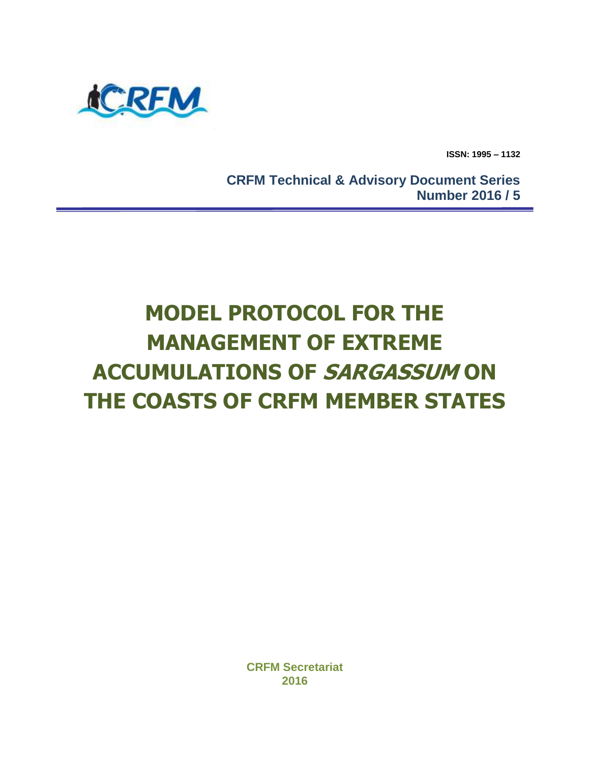ISSN: 1995 – 1132

**CRFM Technical & Advisory Document Series**
**Number 2016 / 5**

# MODEL PROTOCOL FOR THE MANAGEMENT OF EXTREME ACCUMULATIONS OF *SARGASSUM* ON THE COASTS OF CRFM MEMBER STATES

**CRFM Secretariat**
**2016**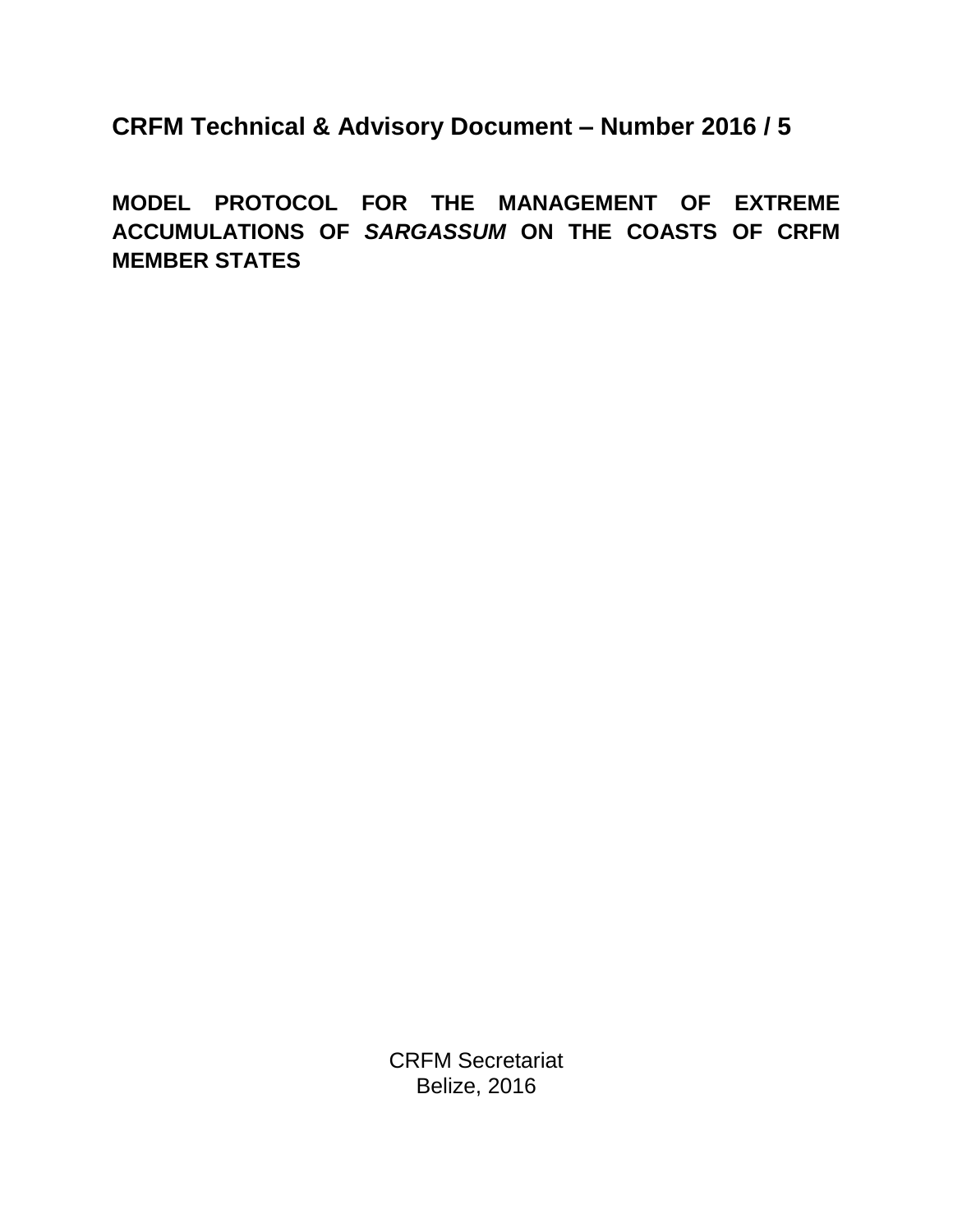**CRFM Technical & Advisory Document – Number 2016 / 5**

# MODEL PROTOCOL FOR THE MANAGEMENT OF EXTREME ACCUMULATIONS OF *SARGASSUM* ON THE COASTS OF CRFM MEMBER STATES

CRFM Secretariat
Belize, 2016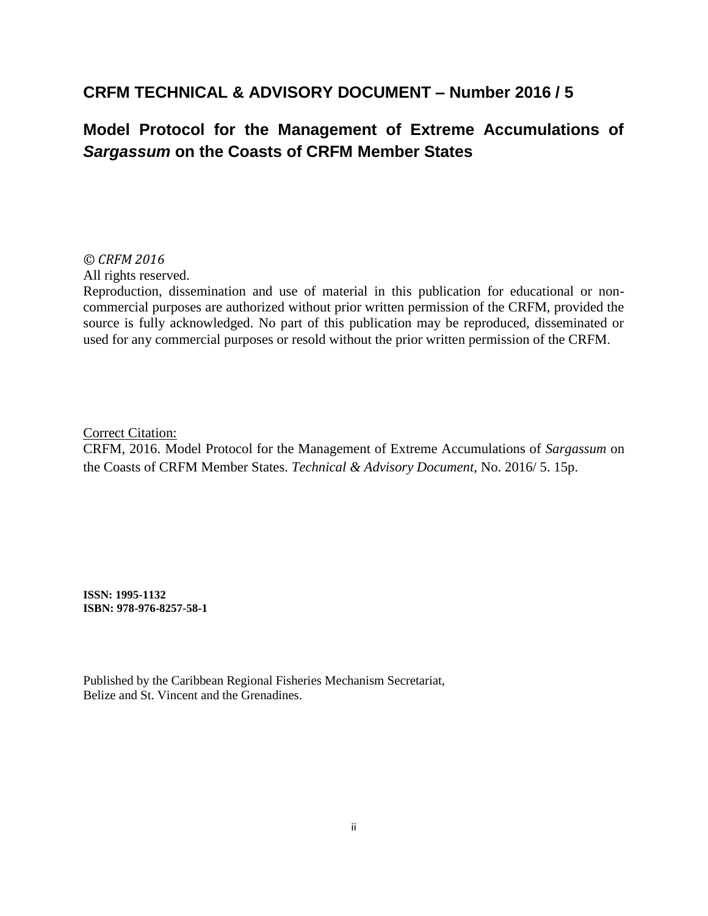## CRFM TECHNICAL & ADVISORY DOCUMENT – Number 2016 / 5

## Model Protocol for the Management of Extreme Accumulations of *Sargassum* on the Coasts of CRFM Member States

*© CRFM 2016*
All rights reserved.
Reproduction, dissemination and use of material in this publication for educational or non-commercial purposes are authorized without prior written permission of the CRFM, provided the source is fully acknowledged. No part of this publication may be reproduced, disseminated or used for any commercial purposes or resold without the prior written permission of the CRFM.

Correct Citation:
CRFM, 2016. Model Protocol for the Management of Extreme Accumulations of *Sargassum* on the Coasts of CRFM Member States. *Technical & Advisory Document*, No. 2016/ 5. 15p.

**ISSN: 1995-1132**
**ISBN: 978-976-8257-58-1**

Published by the Caribbean Regional Fisheries Mechanism Secretariat,
Belize and St. Vincent and the Grenadines.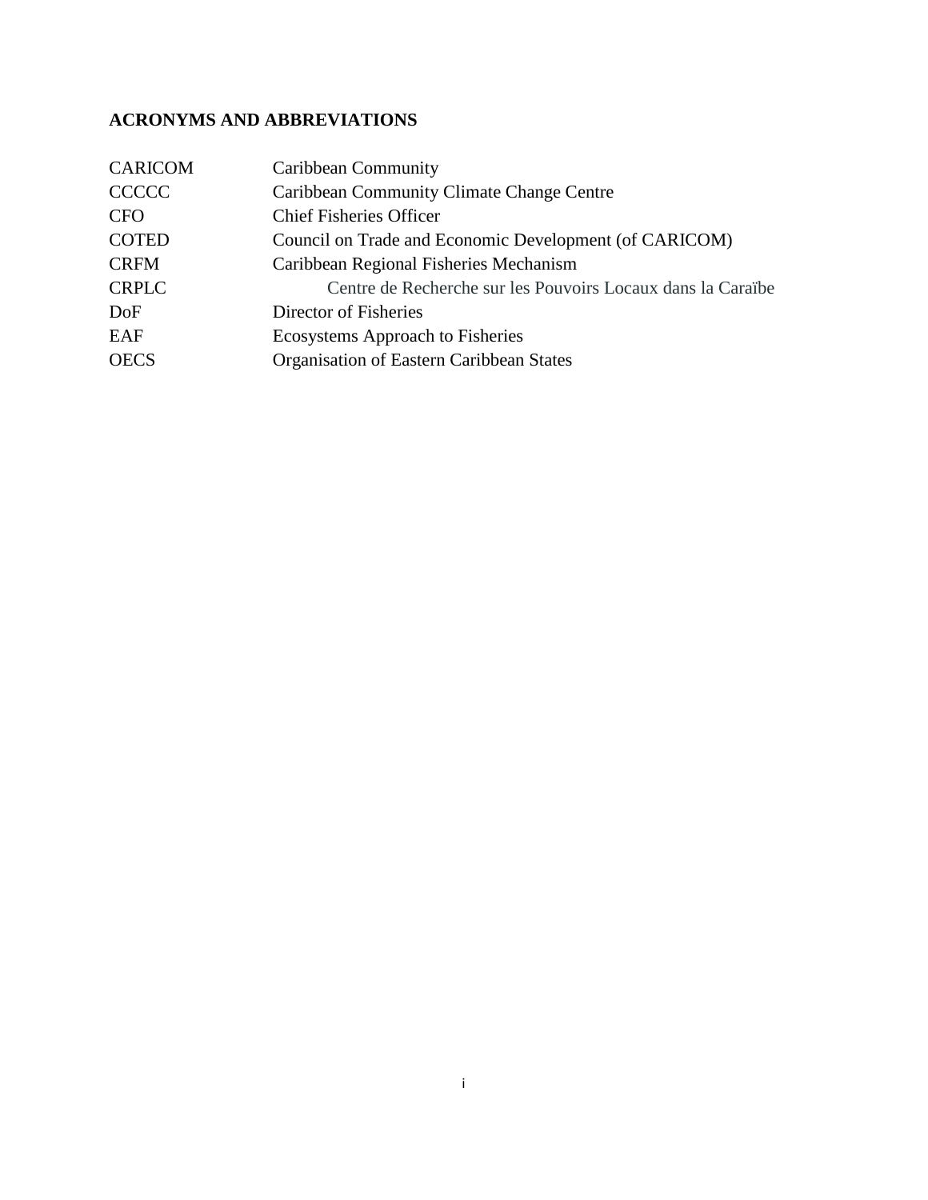## ACRONYMS AND ABBREVIATIONS

| | |
|---|---|
| CARICOM | Caribbean Community |
| CCCCC | Caribbean Community Climate Change Centre |
| CFO | Chief Fisheries Officer |
| COTED | Council on Trade and Economic Development (of CARICOM) |
| CRFM | Caribbean Regional Fisheries Mechanism |
| CRPLC | Centre de Recherche sur les Pouvoirs Locaux dans la Caraïbe |
| DoF | Director of Fisheries |
| EAF | Ecosystems Approach to Fisheries |
| OECS | Organisation of Eastern Caribbean States |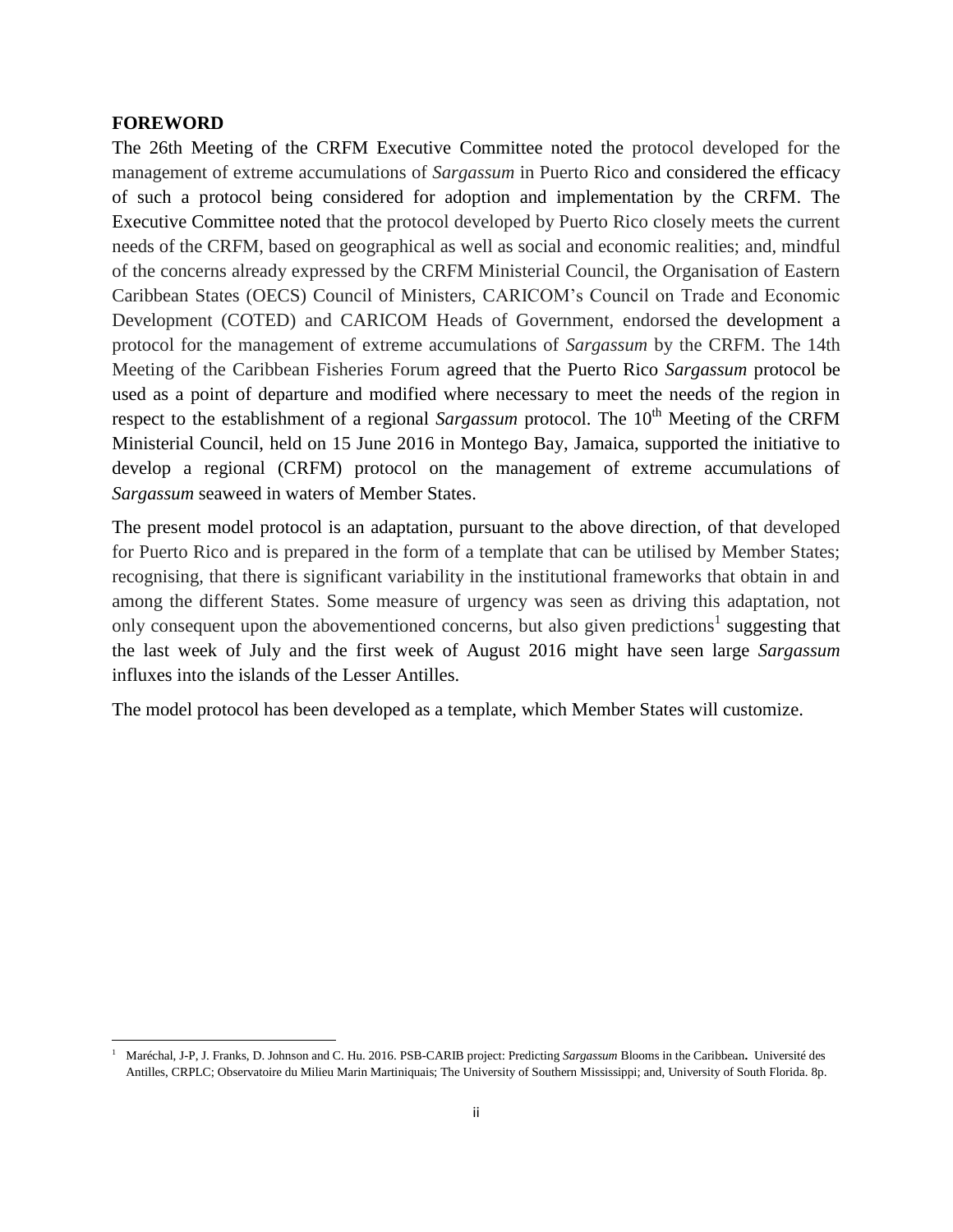**FOREWORD**

The 26th Meeting of the CRFM Executive Committee noted the protocol developed for the management of extreme accumulations of *Sargassum* in Puerto Rico and considered the efficacy of such a protocol being considered for adoption and implementation by the CRFM. The Executive Committee noted that the protocol developed by Puerto Rico closely meets the current needs of the CRFM, based on geographical as well as social and economic realities; and, mindful of the concerns already expressed by the CRFM Ministerial Council, the Organisation of Eastern Caribbean States (OECS) Council of Ministers, CARICOM's Council on Trade and Economic Development (COTED) and CARICOM Heads of Government, endorsed the development a protocol for the management of extreme accumulations of *Sargassum* by the CRFM. The 14th Meeting of the Caribbean Fisheries Forum agreed that the Puerto Rico *Sargassum* protocol be used as a point of departure and modified where necessary to meet the needs of the region in respect to the establishment of a regional *Sargassum* protocol. The 10th Meeting of the CRFM Ministerial Council, held on 15 June 2016 in Montego Bay, Jamaica, supported the initiative to develop a regional (CRFM) protocol on the management of extreme accumulations of *Sargassum* seaweed in waters of Member States.

The present model protocol is an adaptation, pursuant to the above direction, of that developed for Puerto Rico and is prepared in the form of a template that can be utilised by Member States; recognising, that there is significant variability in the institutional frameworks that obtain in and among the different States. Some measure of urgency was seen as driving this adaptation, not only consequent upon the abovementioned concerns, but also given predictions[1] suggesting that the last week of July and the first week of August 2016 might have seen large *Sargassum* influxes into the islands of the Lesser Antilles.

The model protocol has been developed as a template, which Member States will customize.

[1] Maréchal, J-P, J. Franks, D. Johnson and C. Hu. 2016. PSB-CARIB project: Predicting *Sargassum* Blooms in the Caribbean. Université des Antilles, CRPLC; Observatoire du Milieu Marin Martiniquais; The University of Southern Mississippi; and, University of South Florida. 8p.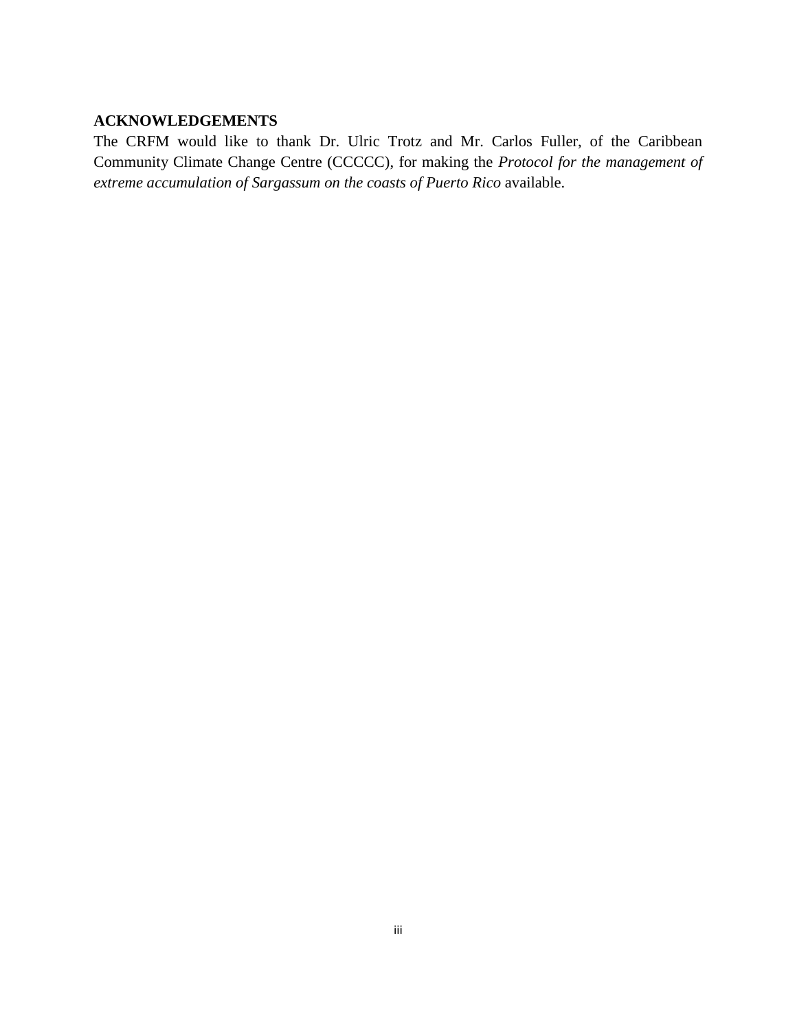## ACKNOWLEDGEMENTS

The CRFM would like to thank Dr. Ulric Trotz and Mr. Carlos Fuller, of the Caribbean Community Climate Change Centre (CCCCC), for making the *Protocol for the management of extreme accumulation of Sargassum on the coasts of Puerto Rico* available.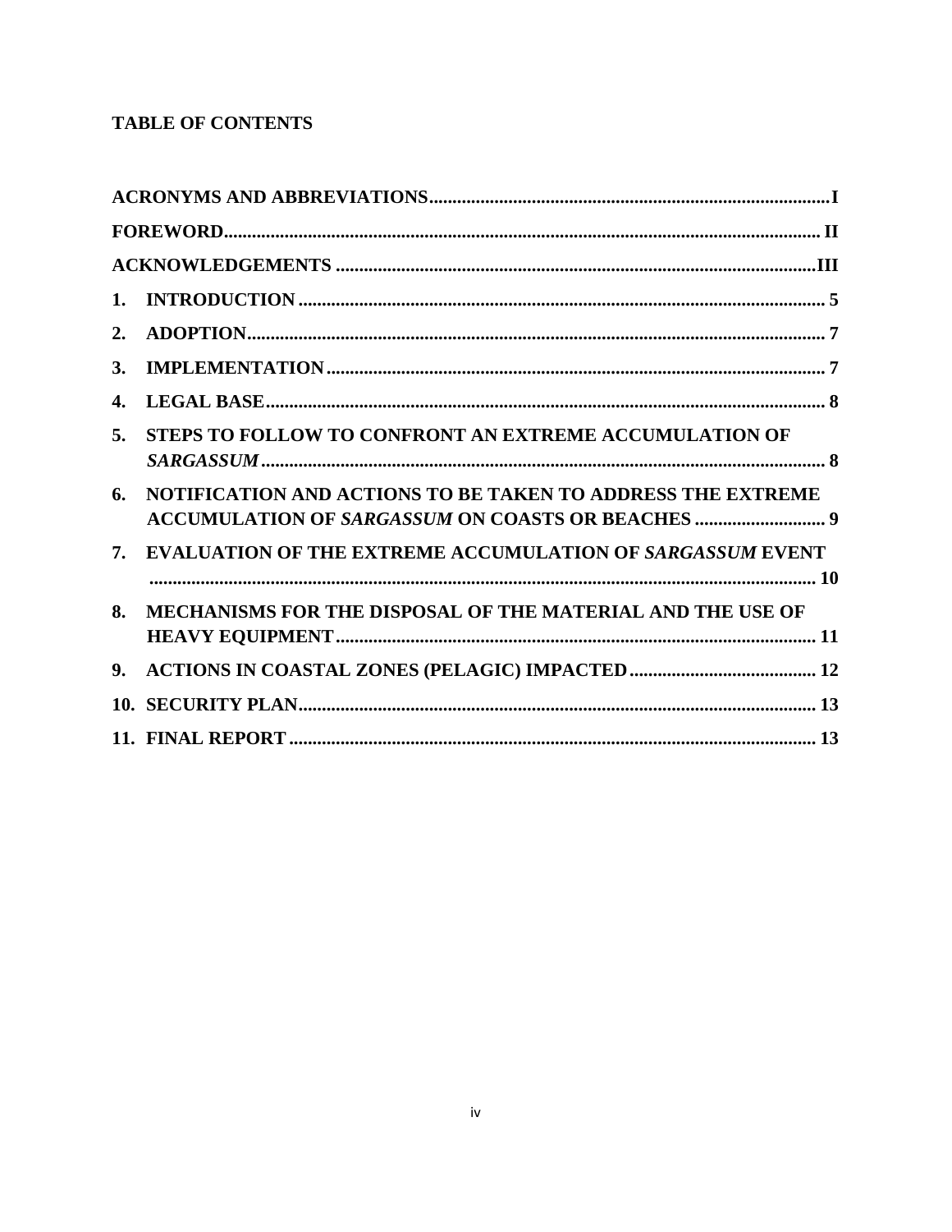**TABLE OF CONTENTS**

**ACRONYMS AND ABBREVIATIONS**....................................................................................I

**FOREWORD**........................................................................................................................ II

**ACKNOWLEDGEMENTS** ....................................................................................................III

**1. INTRODUCTION** .............................................................................................................. 5

**2. ADOPTION**......................................................................................................................... 7

**3. IMPLEMENTATION**........................................................................................................ 7

**4. LEGAL BASE**..................................................................................................................... 8

**5. STEPS TO FOLLOW TO CONFRONT AN EXTREME ACCUMULATION OF *SARGASSUM*** ........................................................................................................................... 8

**6. NOTIFICATION AND ACTIONS TO BE TAKEN TO ADDRESS THE EXTREME ACCUMULATION OF *SARGASSUM* ON COASTS OR BEACHES** ........................... 9

**7. EVALUATION OF THE EXTREME ACCUMULATION OF *SARGASSUM* EVENT** ............................................................................................................................. 10

**8. MECHANISMS FOR THE DISPOSAL OF THE MATERIAL AND THE USE OF HEAVY EQUIPMENT**..................................................................................................... 11

**9. ACTIONS IN COASTAL ZONES (PELAGIC) IMPACTED** ........................................ 12

**10. SECURITY PLAN**............................................................................................................. 13

**11. FINAL REPORT** ................................................................................................................ 13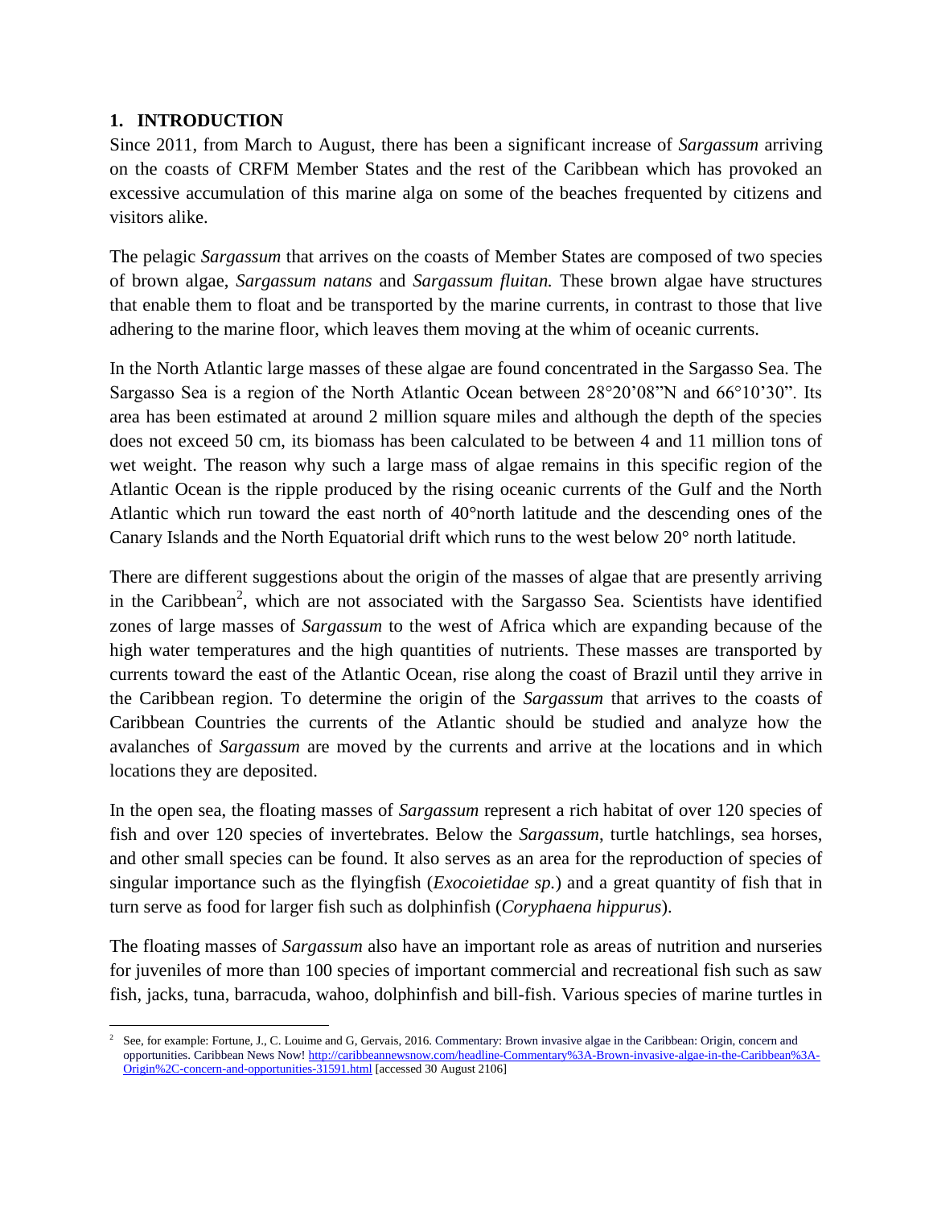## 1. INTRODUCTION

Since 2011, from March to August, there has been a significant increase of *Sargassum* arriving on the coasts of CRFM Member States and the rest of the Caribbean which has provoked an excessive accumulation of this marine alga on some of the beaches frequented by citizens and visitors alike.

The pelagic *Sargassum* that arrives on the coasts of Member States are composed of two species of brown algae, *Sargassum natans* and *Sargassum fluitan.* These brown algae have structures that enable them to float and be transported by the marine currents, in contrast to those that live adhering to the marine floor, which leaves them moving at the whim of oceanic currents.

In the North Atlantic large masses of these algae are found concentrated in the Sargasso Sea. The Sargasso Sea is a region of the North Atlantic Ocean between 28°20'08"N and 66°10'30". Its area has been estimated at around 2 million square miles and although the depth of the species does not exceed 50 cm, its biomass has been calculated to be between 4 and 11 million tons of wet weight. The reason why such a large mass of algae remains in this specific region of the Atlantic Ocean is the ripple produced by the rising oceanic currents of the Gulf and the North Atlantic which run toward the east north of 40°north latitude and the descending ones of the Canary Islands and the North Equatorial drift which runs to the west below 20° north latitude.

There are different suggestions about the origin of the masses of algae that are presently arriving in the Caribbean[2], which are not associated with the Sargasso Sea. Scientists have identified zones of large masses of *Sargassum* to the west of Africa which are expanding because of the high water temperatures and the high quantities of nutrients. These masses are transported by currents toward the east of the Atlantic Ocean, rise along the coast of Brazil until they arrive in the Caribbean region. To determine the origin of the *Sargassum* that arrives to the coasts of Caribbean Countries the currents of the Atlantic should be studied and analyze how the avalanches of *Sargassum* are moved by the currents and arrive at the locations and in which locations they are deposited.

In the open sea, the floating masses of *Sargassum* represent a rich habitat of over 120 species of fish and over 120 species of invertebrates. Below the *Sargassum*, turtle hatchlings, sea horses, and other small species can be found. It also serves as an area for the reproduction of species of singular importance such as the flyingfish (*Exocoietidae sp.*) and a great quantity of fish that in turn serve as food for larger fish such as dolphinfish (*Coryphaena hippurus*).

The floating masses of *Sargassum* also have an important role as areas of nutrition and nurseries for juveniles of more than 100 species of important commercial and recreational fish such as saw fish, jacks, tuna, barracuda, wahoo, dolphinfish and bill-fish. Various species of marine turtles in

[2] See, for example: Fortune, J., C. Louime and G, Gervais, 2016. Commentary: Brown invasive algae in the Caribbean: Origin, concern and opportunities. Caribbean News Now! http://caribbeannewsnow.com/headline-Commentary%3A-Brown-invasive-algae-in-the-Caribbean%3A-Origin%2C-concern-and-opportunities-31591.html [accessed 30 August 2106]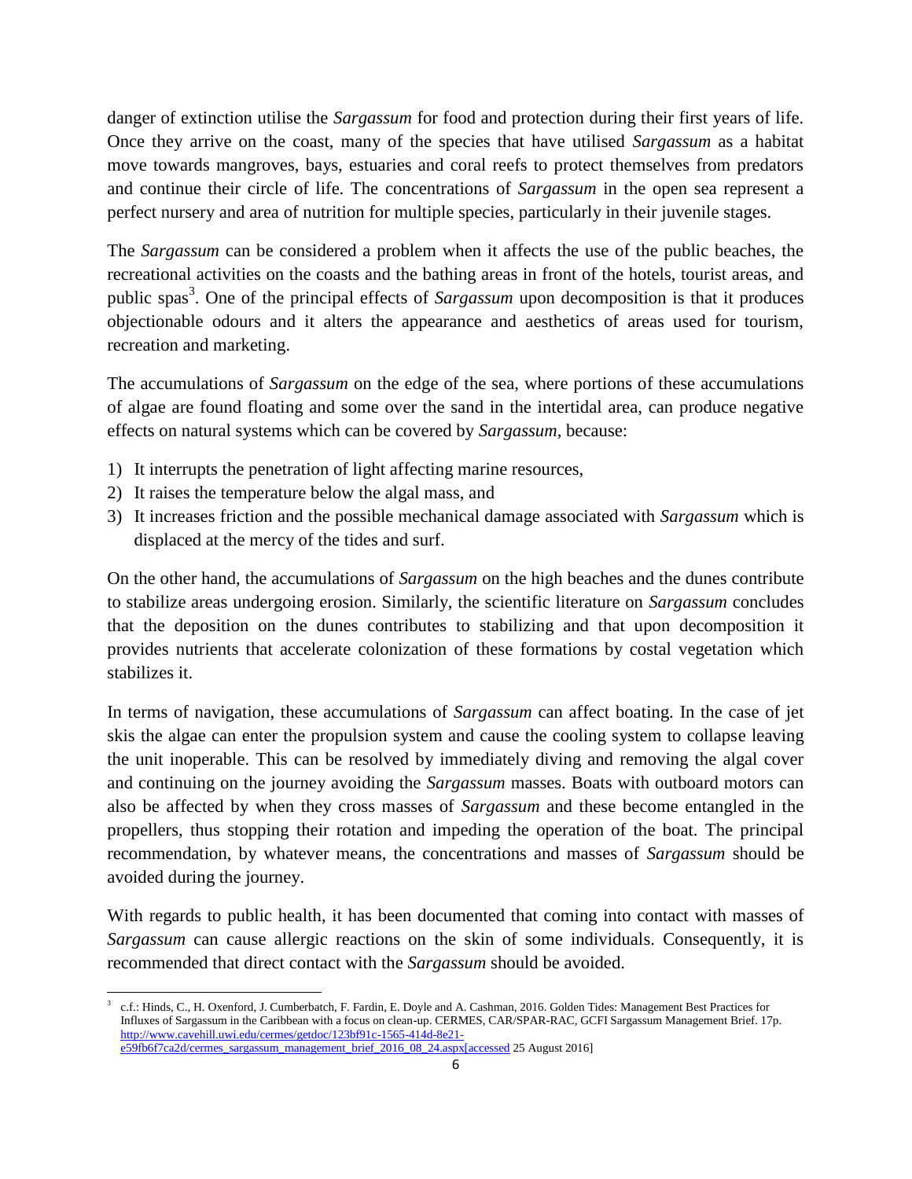danger of extinction utilise the *Sargassum* for food and protection during their first years of life. Once they arrive on the coast, many of the species that have utilised *Sargassum* as a habitat move towards mangroves, bays, estuaries and coral reefs to protect themselves from predators and continue their circle of life. The concentrations of *Sargassum* in the open sea represent a perfect nursery and area of nutrition for multiple species, particularly in their juvenile stages.

The *Sargassum* can be considered a problem when it affects the use of the public beaches, the recreational activities on the coasts and the bathing areas in front of the hotels, tourist areas, and public spas[3]. One of the principal effects of *Sargassum* upon decomposition is that it produces objectionable odours and it alters the appearance and aesthetics of areas used for tourism, recreation and marketing.

The accumulations of *Sargassum* on the edge of the sea, where portions of these accumulations of algae are found floating and some over the sand in the intertidal area, can produce negative effects on natural systems which can be covered by *Sargassum*, because:

1) It interrupts the penetration of light affecting marine resources,
2) It raises the temperature below the algal mass, and
3) It increases friction and the possible mechanical damage associated with *Sargassum* which is displaced at the mercy of the tides and surf.

On the other hand, the accumulations of *Sargassum* on the high beaches and the dunes contribute to stabilize areas undergoing erosion. Similarly, the scientific literature on *Sargassum* concludes that the deposition on the dunes contributes to stabilizing and that upon decomposition it provides nutrients that accelerate colonization of these formations by costal vegetation which stabilizes it.

In terms of navigation, these accumulations of *Sargassum* can affect boating. In the case of jet skis the algae can enter the propulsion system and cause the cooling system to collapse leaving the unit inoperable. This can be resolved by immediately diving and removing the algal cover and continuing on the journey avoiding the *Sargassum* masses. Boats with outboard motors can also be affected by when they cross masses of *Sargassum* and these become entangled in the propellers, thus stopping their rotation and impeding the operation of the boat. The principal recommendation, by whatever means, the concentrations and masses of *Sargassum* should be avoided during the journey.

With regards to public health, it has been documented that coming into contact with masses of *Sargassum* can cause allergic reactions on the skin of some individuals. Consequently, it is recommended that direct contact with the *Sargassum* should be avoided.

---

[3] c.f.: Hinds, C., H. Oxenford, J. Cumberbatch, F. Fardin, E. Doyle and A. Cashman, 2016. Golden Tides: Management Best Practices for Influxes of Sargassum in the Caribbean with a focus on clean-up. CERMES, CAR/SPAR-RAC, GCFI Sargassum Management Brief. 17p. http://www.cavehill.uwi.edu/cermes/getdoc/123bf91c-1565-414d-8e21-e59fb6f7ca2d/cermes_sargassum_management_brief_2016_08_24.aspx[accessed 25 August 2016]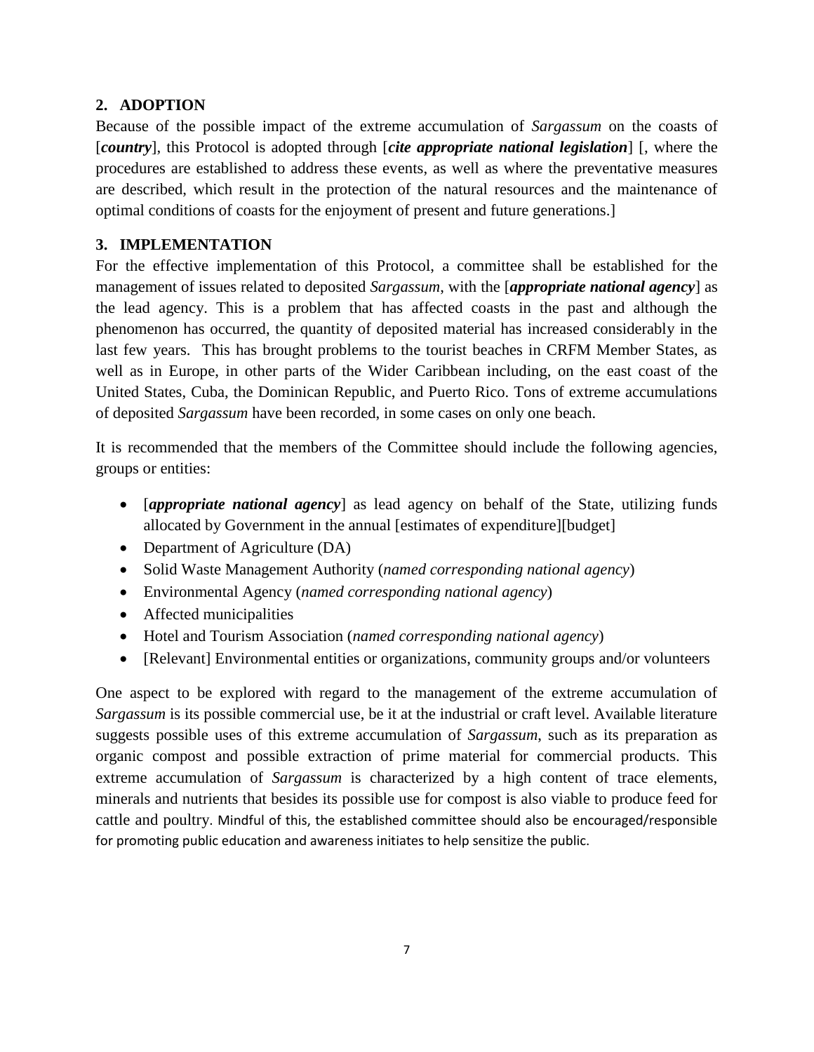## 2. ADOPTION

Because of the possible impact of the extreme accumulation of *Sargassum* on the coasts of [***country***], this Protocol is adopted through [***cite appropriate national legislation***] [, where the procedures are established to address these events, as well as where the preventative measures are described, which result in the protection of the natural resources and the maintenance of optimal conditions of coasts for the enjoyment of present and future generations.]

## 3. IMPLEMENTATION

For the effective implementation of this Protocol, a committee shall be established for the management of issues related to deposited *Sargassum*, with the [***appropriate national agency***] as the lead agency. This is a problem that has affected coasts in the past and although the phenomenon has occurred, the quantity of deposited material has increased considerably in the last few years. This has brought problems to the tourist beaches in CRFM Member States, as well as in Europe, in other parts of the Wider Caribbean including, on the east coast of the United States, Cuba, the Dominican Republic, and Puerto Rico. Tons of extreme accumulations of deposited *Sargassum* have been recorded, in some cases on only one beach.

It is recommended that the members of the Committee should include the following agencies, groups or entities:

- [***appropriate national agency***] as lead agency on behalf of the State, utilizing funds allocated by Government in the annual [estimates of expenditure][budget]
- Department of Agriculture (DA)
- Solid Waste Management Authority (*named corresponding national agency*)
- Environmental Agency (*named corresponding national agency*)
- Affected municipalities
- Hotel and Tourism Association (*named corresponding national agency*)
- [Relevant] Environmental entities or organizations, community groups and/or volunteers

One aspect to be explored with regard to the management of the extreme accumulation of *Sargassum* is its possible commercial use, be it at the industrial or craft level. Available literature suggests possible uses of this extreme accumulation of *Sargassum*, such as its preparation as organic compost and possible extraction of prime material for commercial products. This extreme accumulation of *Sargassum* is characterized by a high content of trace elements, minerals and nutrients that besides its possible use for compost is also viable to produce feed for cattle and poultry. Mindful of this, the established committee should also be encouraged/responsible for promoting public education and awareness initiates to help sensitize the public.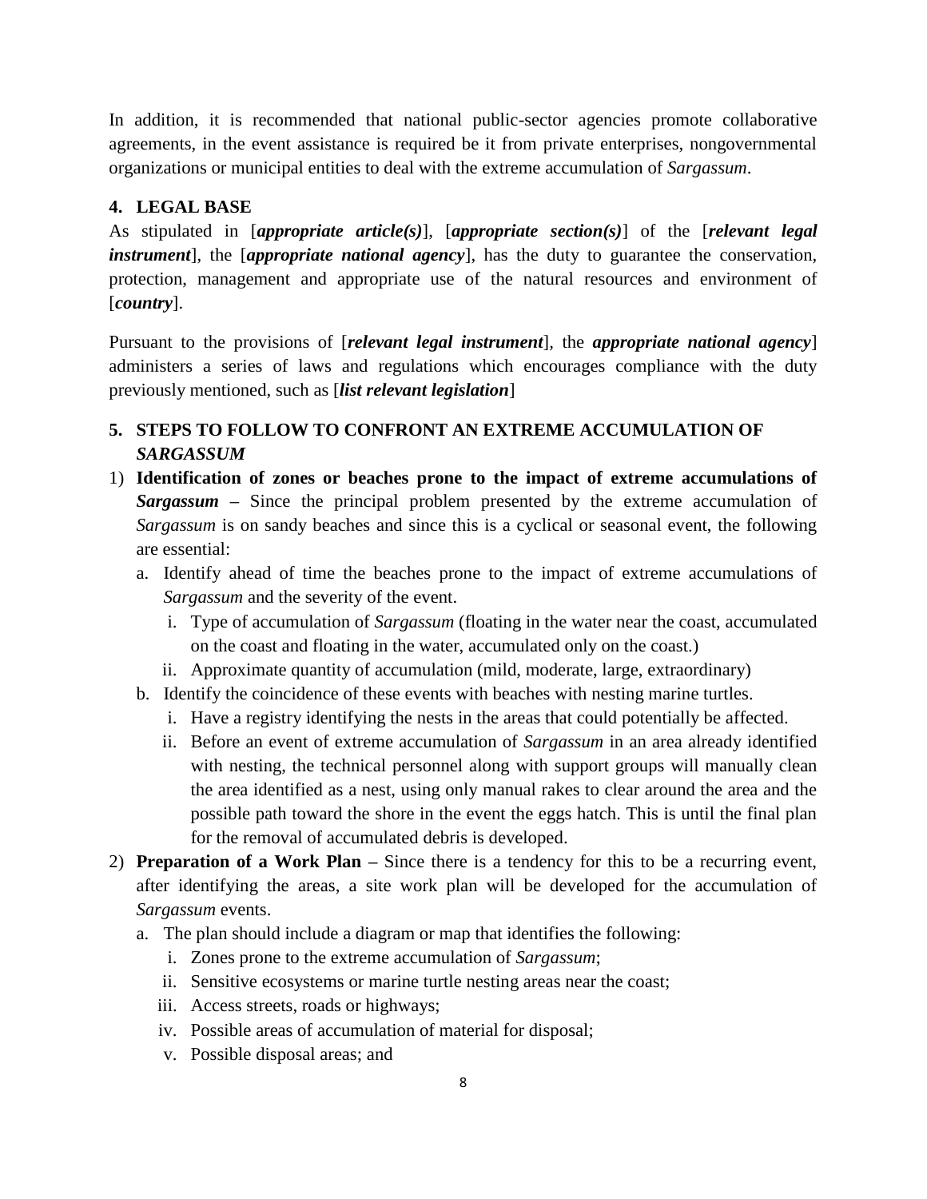In addition, it is recommended that national public-sector agencies promote collaborative agreements, in the event assistance is required be it from private enterprises, nongovernmental organizations or municipal entities to deal with the extreme accumulation of *Sargassum*.

## 4. LEGAL BASE

As stipulated in [***appropriate article(s)***], [***appropriate section(s)***] of the [***relevant legal instrument***], the [***appropriate national agency***], has the duty to guarantee the conservation, protection, management and appropriate use of the natural resources and environment of [***country***].

Pursuant to the provisions of [***relevant legal instrument***], the ***appropriate national agency***] administers a series of laws and regulations which encourages compliance with the duty previously mentioned, such as [***list relevant legislation***]

## 5. STEPS TO FOLLOW TO CONFRONT AN EXTREME ACCUMULATION OF *SARGASSUM*

1) **Identification of zones or beaches prone to the impact of extreme accumulations of *Sargassum* –** Since the principal problem presented by the extreme accumulation of *Sargassum* is on sandy beaches and since this is a cyclical or seasonal event, the following are essential:
   a. Identify ahead of time the beaches prone to the impact of extreme accumulations of *Sargassum* and the severity of the event.
      i. Type of accumulation of *Sargassum* (floating in the water near the coast, accumulated on the coast and floating in the water, accumulated only on the coast.)
      ii. Approximate quantity of accumulation (mild, moderate, large, extraordinary)
   b. Identify the coincidence of these events with beaches with nesting marine turtles.
      i. Have a registry identifying the nests in the areas that could potentially be affected.
      ii. Before an event of extreme accumulation of *Sargassum* in an area already identified with nesting, the technical personnel along with support groups will manually clean the area identified as a nest, using only manual rakes to clear around the area and the possible path toward the shore in the event the eggs hatch. This is until the final plan for the removal of accumulated debris is developed.
2) **Preparation of a Work Plan –** Since there is a tendency for this to be a recurring event, after identifying the areas, a site work plan will be developed for the accumulation of *Sargassum* events.
   a. The plan should include a diagram or map that identifies the following:
      i. Zones prone to the extreme accumulation of *Sargassum*;
      ii. Sensitive ecosystems or marine turtle nesting areas near the coast;
      iii. Access streets, roads or highways;
      iv. Possible areas of accumulation of material for disposal;
      v. Possible disposal areas; and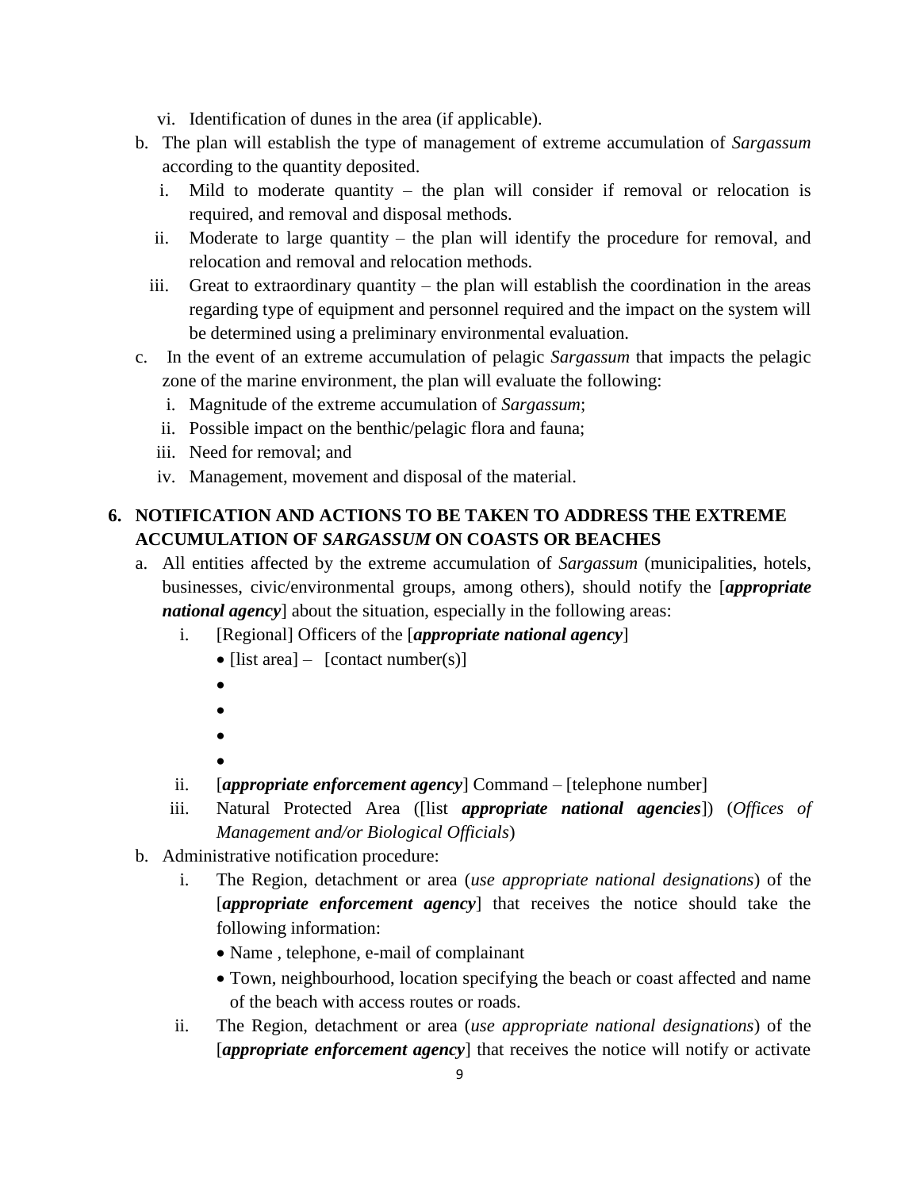vi. Identification of dunes in the area (if applicable).

b. The plan will establish the type of management of extreme accumulation of *Sargassum* according to the quantity deposited.
   i. Mild to moderate quantity – the plan will consider if removal or relocation is required, and removal and disposal methods.
   ii. Moderate to large quantity – the plan will identify the procedure for removal, and relocation and removal and relocation methods.
   iii. Great to extraordinary quantity – the plan will establish the coordination in the areas regarding type of equipment and personnel required and the impact on the system will be determined using a preliminary environmental evaluation.

c. In the event of an extreme accumulation of pelagic *Sargassum* that impacts the pelagic zone of the marine environment, the plan will evaluate the following:
   i. Magnitude of the extreme accumulation of *Sargassum*;
   ii. Possible impact on the benthic/pelagic flora and fauna;
   iii. Need for removal; and
   iv. Management, movement and disposal of the material.

## 6. NOTIFICATION AND ACTIONS TO BE TAKEN TO ADDRESS THE EXTREME ACCUMULATION OF *SARGASSUM* ON COASTS OR BEACHES

a. All entities affected by the extreme accumulation of *Sargassum* (municipalities, hotels, businesses, civic/environmental groups, among others), should notify the [***appropriate national agency***] about the situation, especially in the following areas:
   i. [Regional] Officers of the [***appropriate national agency***]
      - [list area] – [contact number(s)]
      - 
      - 
      - 
      - 
   ii. [***appropriate enforcement agency***] Command – [telephone number]
   iii. Natural Protected Area ([list ***appropriate national agencies***]) (*Offices of Management and/or Biological Officials*)

b. Administrative notification procedure:
   i. The Region, detachment or area (*use appropriate national designations*) of the [***appropriate enforcement agency***] that receives the notice should take the following information:
      - Name , telephone, e-mail of complainant
      - Town, neighbourhood, location specifying the beach or coast affected and name of the beach with access routes or roads.
   ii. The Region, detachment or area (*use appropriate national designations*) of the [***appropriate enforcement agency***] that receives the notice will notify or activate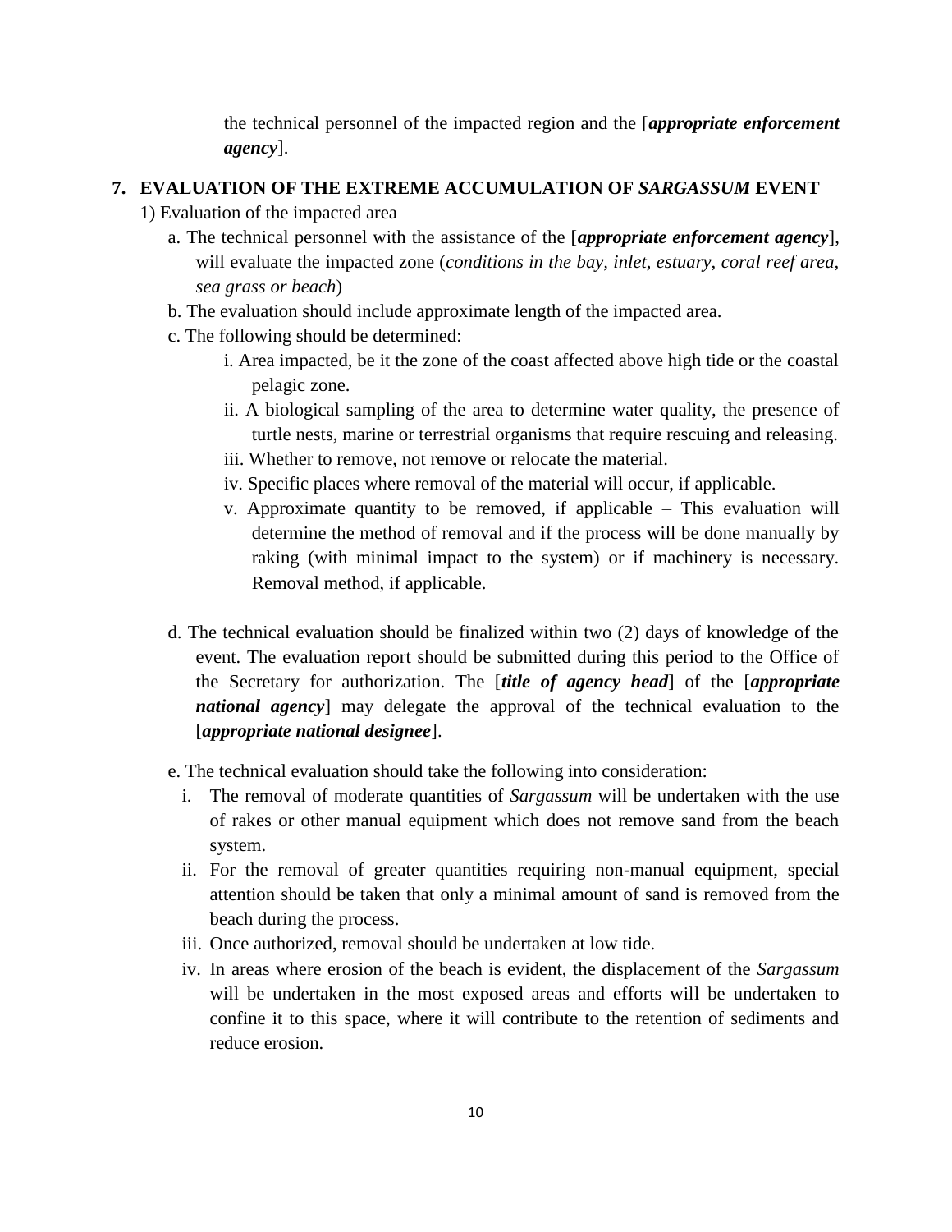the technical personnel of the impacted region and the [***appropriate enforcement agency***].

## 7. EVALUATION OF THE EXTREME ACCUMULATION OF *SARGASSUM* EVENT

1) Evaluation of the impacted area

a. The technical personnel with the assistance of the [***appropriate enforcement agency***], will evaluate the impacted zone (*conditions in the bay, inlet, estuary, coral reef area, sea grass or beach*)

b. The evaluation should include approximate length of the impacted area.

c. The following should be determined:

i. Area impacted, be it the zone of the coast affected above high tide or the coastal pelagic zone.

ii. A biological sampling of the area to determine water quality, the presence of turtle nests, marine or terrestrial organisms that require rescuing and releasing.

iii. Whether to remove, not remove or relocate the material.

iv. Specific places where removal of the material will occur, if applicable.

v. Approximate quantity to be removed, if applicable – This evaluation will determine the method of removal and if the process will be done manually by raking (with minimal impact to the system) or if machinery is necessary. Removal method, if applicable.

d. The technical evaluation should be finalized within two (2) days of knowledge of the event. The evaluation report should be submitted during this period to the Office of the Secretary for authorization. The [***title of agency head***] of the [***appropriate national agency***] may delegate the approval of the technical evaluation to the [***appropriate national designee***].

e. The technical evaluation should take the following into consideration:

i. The removal of moderate quantities of *Sargassum* will be undertaken with the use of rakes or other manual equipment which does not remove sand from the beach system.

ii. For the removal of greater quantities requiring non-manual equipment, special attention should be taken that only a minimal amount of sand is removed from the beach during the process.

iii. Once authorized, removal should be undertaken at low tide.

iv. In areas where erosion of the beach is evident, the displacement of the *Sargassum* will be undertaken in the most exposed areas and efforts will be undertaken to confine it to this space, where it will contribute to the retention of sediments and reduce erosion.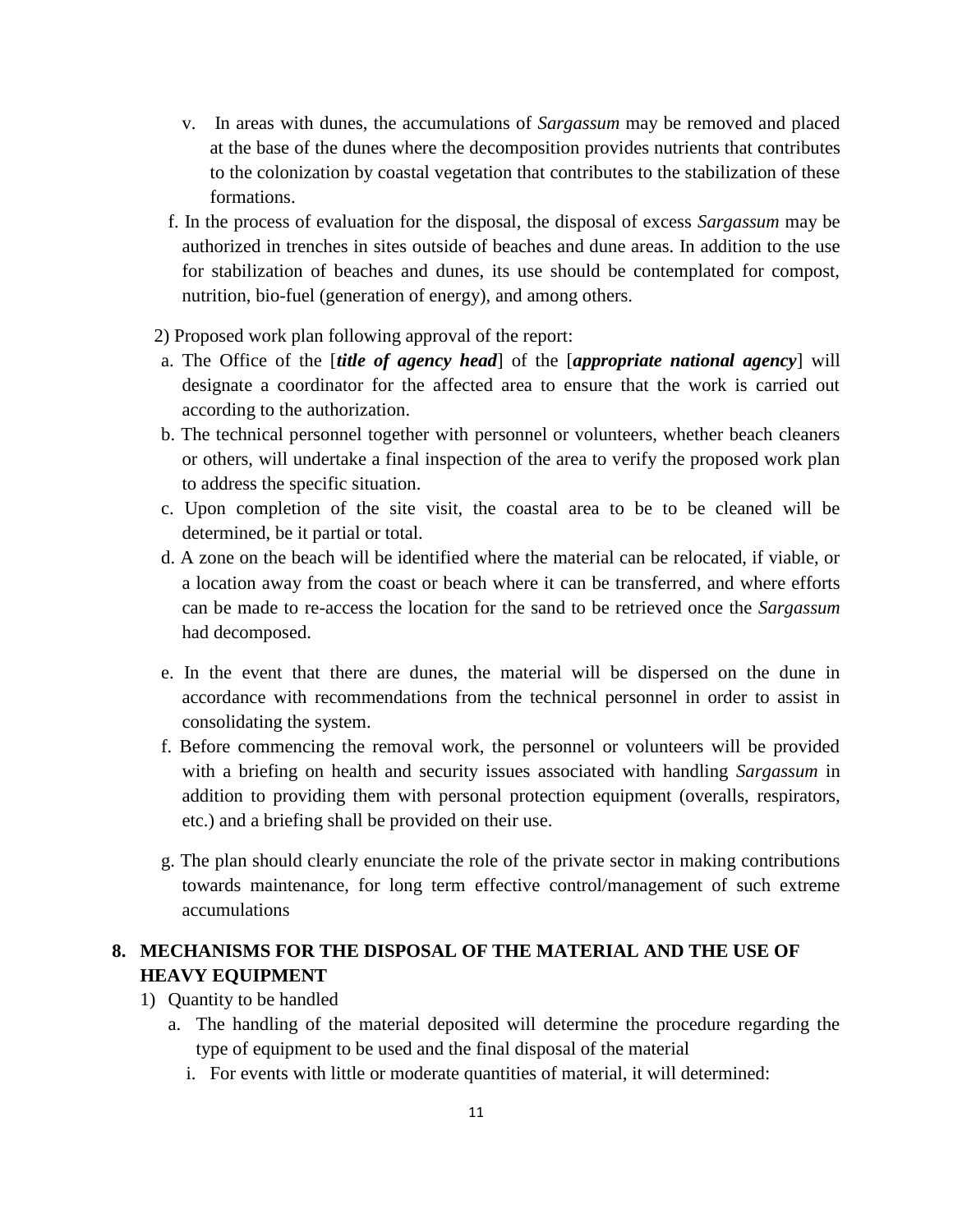v. In areas with dunes, the accumulations of *Sargassum* may be removed and placed at the base of the dunes where the decomposition provides nutrients that contributes to the colonization by coastal vegetation that contributes to the stabilization of these formations.

f. In the process of evaluation for the disposal, the disposal of excess *Sargassum* may be authorized in trenches in sites outside of beaches and dune areas. In addition to the use for stabilization of beaches and dunes, its use should be contemplated for compost, nutrition, bio-fuel (generation of energy), and among others.

2) Proposed work plan following approval of the report:

a. The Office of the [***title of agency head***] of the [***appropriate national agency***] will designate a coordinator for the affected area to ensure that the work is carried out according to the authorization.

b. The technical personnel together with personnel or volunteers, whether beach cleaners or others, will undertake a final inspection of the area to verify the proposed work plan to address the specific situation.

c. Upon completion of the site visit, the coastal area to be to be cleaned will be determined, be it partial or total.

d. A zone on the beach will be identified where the material can be relocated, if viable, or a location away from the coast or beach where it can be transferred, and where efforts can be made to re-access the location for the sand to be retrieved once the *Sargassum* had decomposed.

e. In the event that there are dunes, the material will be dispersed on the dune in accordance with recommendations from the technical personnel in order to assist in consolidating the system.

f. Before commencing the removal work, the personnel or volunteers will be provided with a briefing on health and security issues associated with handling *Sargassum* in addition to providing them with personal protection equipment (overalls, respirators, etc.) and a briefing shall be provided on their use.

g. The plan should clearly enunciate the role of the private sector in making contributions towards maintenance, for long term effective control/management of such extreme accumulations

## 8. MECHANISMS FOR THE DISPOSAL OF THE MATERIAL AND THE USE OF HEAVY EQUIPMENT

1) Quantity to be handled

   a. The handling of the material deposited will determine the procedure regarding the type of equipment to be used and the final disposal of the material

   i. For events with little or moderate quantities of material, it will determined: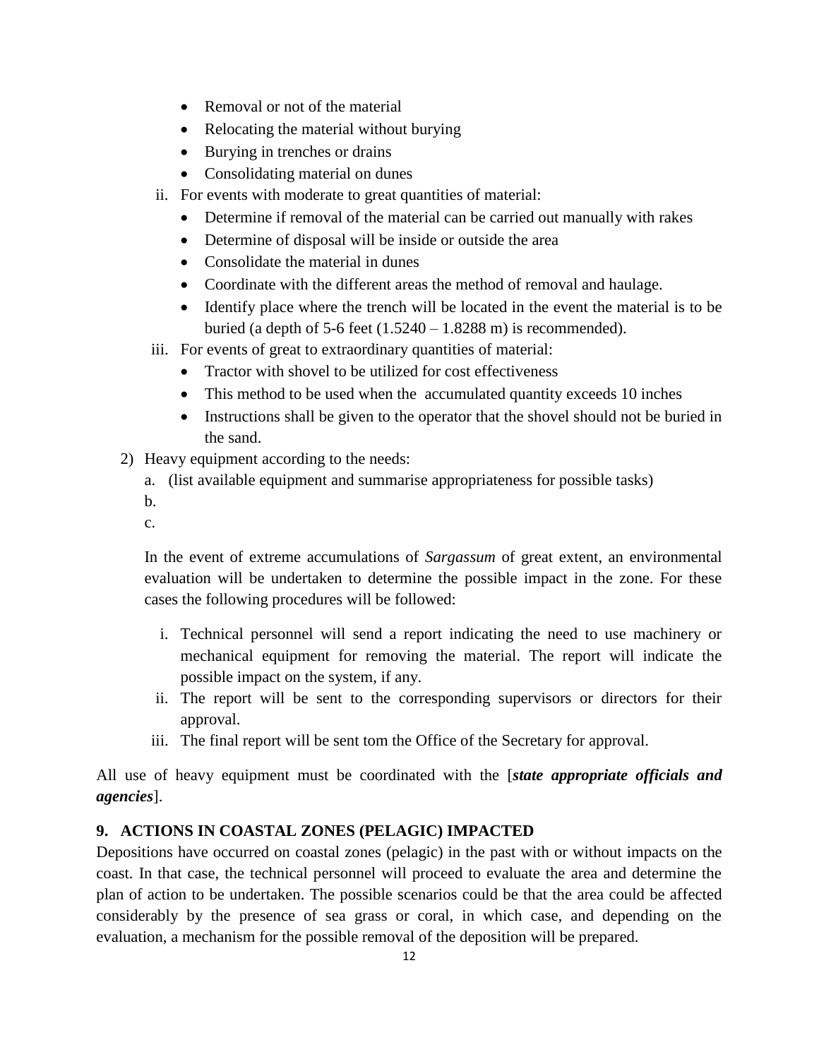- Removal or not of the material
- Relocating the material without burying
- Burying in trenches or drains
- Consolidating material on dunes

ii. For events with moderate to great quantities of material:
   - Determine if removal of the material can be carried out manually with rakes
   - Determine of disposal will be inside or outside the area
   - Consolidate the material in dunes
   - Coordinate with the different areas the method of removal and haulage.
   - Identify place where the trench will be located in the event the material is to be buried (a depth of 5-6 feet (1.5240 – 1.8288 m) is recommended).

iii. For events of great to extraordinary quantities of material:
   - Tractor with shovel to be utilized for cost effectiveness
   - This method to be used when the accumulated quantity exceeds 10 inches
   - Instructions shall be given to the operator that the shovel should not be buried in the sand.

2) Heavy equipment according to the needs:
   a. (list available equipment and summarise appropriateness for possible tasks)
   b.
   c.

   In the event of extreme accumulations of *Sargassum* of great extent, an environmental evaluation will be undertaken to determine the possible impact in the zone. For these cases the following procedures will be followed:

   i. Technical personnel will send a report indicating the need to use machinery or mechanical equipment for removing the material. The report will indicate the possible impact on the system, if any.
   ii. The report will be sent to the corresponding supervisors or directors for their approval.
   iii. The final report will be sent tom the Office of the Secretary for approval.

All use of heavy equipment must be coordinated with the [***state appropriate officials and agencies***].

## 9. ACTIONS IN COASTAL ZONES (PELAGIC) IMPACTED

Depositions have occurred on coastal zones (pelagic) in the past with or without impacts on the coast. In that case, the technical personnel will proceed to evaluate the area and determine the plan of action to be undertaken. The possible scenarios could be that the area could be affected considerably by the presence of sea grass or coral, in which case, and depending on the evaluation, a mechanism for the possible removal of the deposition will be prepared.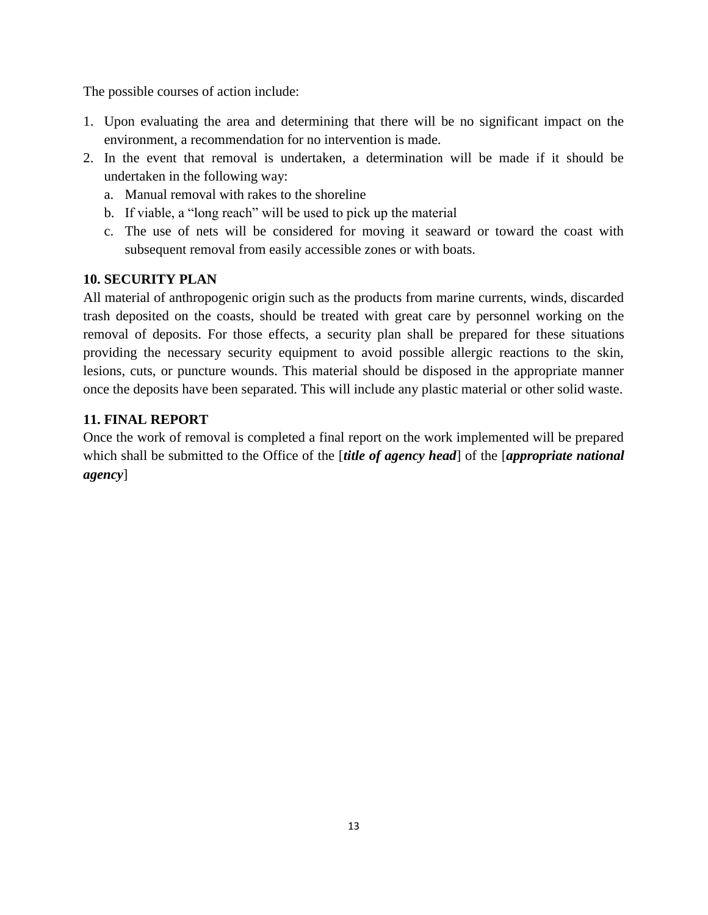The possible courses of action include:

1. Upon evaluating the area and determining that there will be no significant impact on the environment, a recommendation for no intervention is made.
2. In the event that removal is undertaken, a determination will be made if it should be undertaken in the following way:
   a. Manual removal with rakes to the shoreline
   b. If viable, a "long reach" will be used to pick up the material
   c. The use of nets will be considered for moving it seaward or toward the coast with subsequent removal from easily accessible zones or with boats.

## 10. SECURITY PLAN

All material of anthropogenic origin such as the products from marine currents, winds, discarded trash deposited on the coasts, should be treated with great care by personnel working on the removal of deposits. For those effects, a security plan shall be prepared for these situations providing the necessary security equipment to avoid possible allergic reactions to the skin, lesions, cuts, or puncture wounds. This material should be disposed in the appropriate manner once the deposits have been separated. This will include any plastic material or other solid waste.

## 11. FINAL REPORT

Once the work of removal is completed a final report on the work implemented will be prepared which shall be submitted to the Office of the [***title of agency head***] of the [***appropriate national agency***]